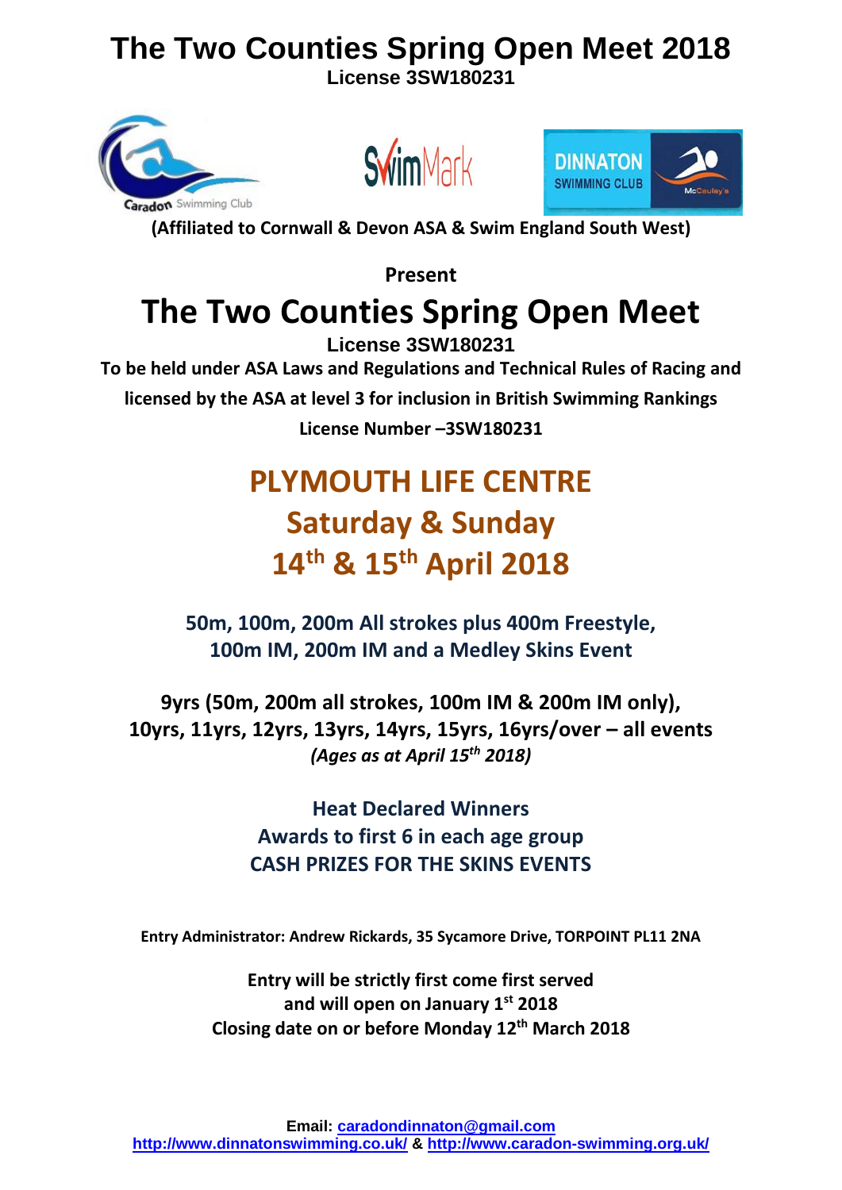# The Two Counties Spring Open Meet 2018

**License 3SW180231**

**(Affiliated to Cornwall & Devon ASA & Swim England South West)**

**Present**

# The Two Counties Spring Open Meet

**License 3SW180231**

**To be held under ASA Laws and Regulations and Technical Rules of Racing and licensed by the ASA at level 3 for inclusion in British Swimming Rankings**

**License Number –3SW180231**

## PLYMOUTH LIFE CENTRE

## Saturday & Sunday

## 14th & 15th April 2018

**50m, 100m, 200m All strokes plus 400m Freestyle, 100m IM, 200m IM and a Medley Skins Event**

**9yrs (50m, 200m all strokes, 100m IM & 200m IM only), 10yrs, 11yrs, 12yrs, 13yrs, 14yrs, 15yrs, 16yrs/over – all events**

***(Ages as at April 15th 2018)***

**Heat Declared Winners**
**Awards to first 6 in each age group**
**CASH PRIZES FOR THE SKINS EVENTS**

**Entry Administrator: Andrew Rickards, 35 Sycamore Drive, TORPOINT PL11 2NA**

**Entry will be strictly first come first served and will open on January 1st 2018**
**Closing date on or before Monday 12th March 2018**

**Email: caradondinnaton@gmail.com**
**http://www.dinnatonswimming.co.uk/ & http://www.caradon-swimming.org.uk/**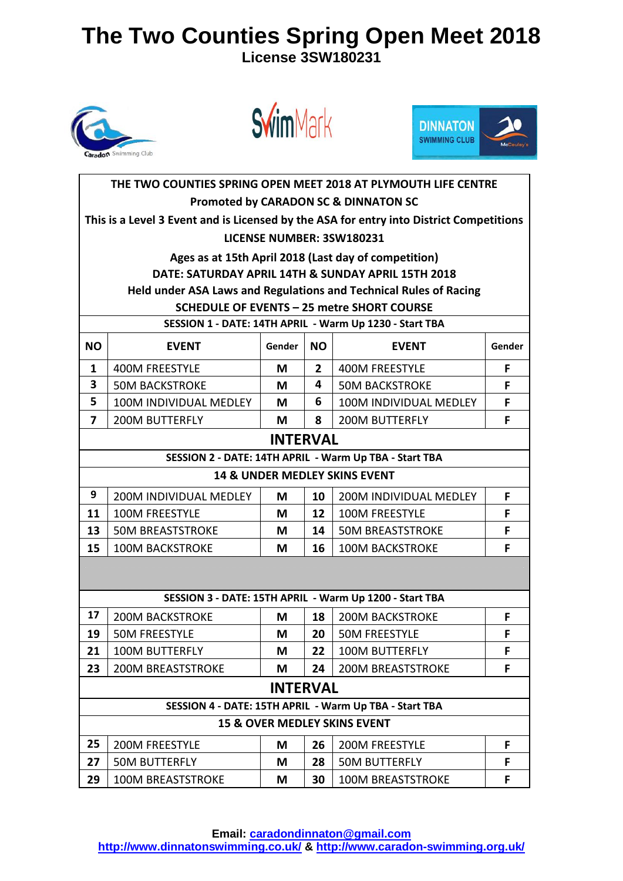# The Two Counties Spring Open Meet 2018

**License 3SW180231**

**THE TWO COUNTIES SPRING OPEN MEET 2018 AT PLYMOUTH LIFE CENTRE**

**Promoted by CARADON SC & DINNATON SC**

**This is a Level 3 Event and is Licensed by the ASA for entry into District Competitions**

**LICENSE NUMBER: 3SW180231**

**Ages as at 15th April 2018 (Last day of competition)**

**DATE: SATURDAY APRIL 14TH & SUNDAY APRIL 15TH 2018**

**Held under ASA Laws and Regulations and Technical Rules of Racing**

**SCHEDULE OF EVENTS – 25 metre SHORT COURSE**

| NO | EVENT | Gender | NO | EVENT | Gender |
|---|---|---|---|---|---|
| **SESSION 1 - DATE: 14TH APRIL - Warm Up 1230 - Start TBA** | | | | | |
| 1 | 400M FREESTYLE | M | 2 | 400M FREESTYLE | F |
| 3 | 50M BACKSTROKE | M | 4 | 50M BACKSTROKE | F |
| 5 | 100M INDIVIDUAL MEDLEY | M | 6 | 100M INDIVIDUAL MEDLEY | F |
| 7 | 200M BUTTERFLY | M | 8 | 200M BUTTERFLY | F |
| **INTERVAL** | | | | | |
| **SESSION 2 - DATE: 14TH APRIL - Warm Up TBA - Start TBA** | | | | | |
| **14 & UNDER MEDLEY SKINS EVENT** | | | | | |
| 9 | 200M INDIVIDUAL MEDLEY | M | 10 | 200M INDIVIDUAL MEDLEY | F |
| 11 | 100M FREESTYLE | M | 12 | 100M FREESTYLE | F |
| 13 | 50M BREASTSTROKE | M | 14 | 50M BREASTSTROKE | F |
| 15 | 100M BACKSTROKE | M | 16 | 100M BACKSTROKE | F |
| **SESSION 3 - DATE: 15TH APRIL - Warm Up 1200 - Start TBA** | | | | | |
| 17 | 200M BACKSTROKE | M | 18 | 200M BACKSTROKE | F |
| 19 | 50M FREESTYLE | M | 20 | 50M FREESTYLE | F |
| 21 | 100M BUTTERFLY | M | 22 | 100M BUTTERFLY | F |
| 23 | 200M BREASTSTROKE | M | 24 | 200M BREASTSTROKE | F |
| **INTERVAL** | | | | | |
| **SESSION 4 - DATE: 15TH APRIL - Warm Up TBA - Start TBA** | | | | | |
| **15 & OVER MEDLEY SKINS EVENT** | | | | | |
| 25 | 200M FREESTYLE | M | 26 | 200M FREESTYLE | F |
| 27 | 50M BUTTERFLY | M | 28 | 50M BUTTERFLY | F |
| 29 | 100M BREASTSTROKE | M | 30 | 100M BREASTSTROKE | F |

**Email: caradondinnaton@gmail.com**

**http://www.dinnatonswimming.co.uk/ & http://www.caradon-swimming.org.uk/**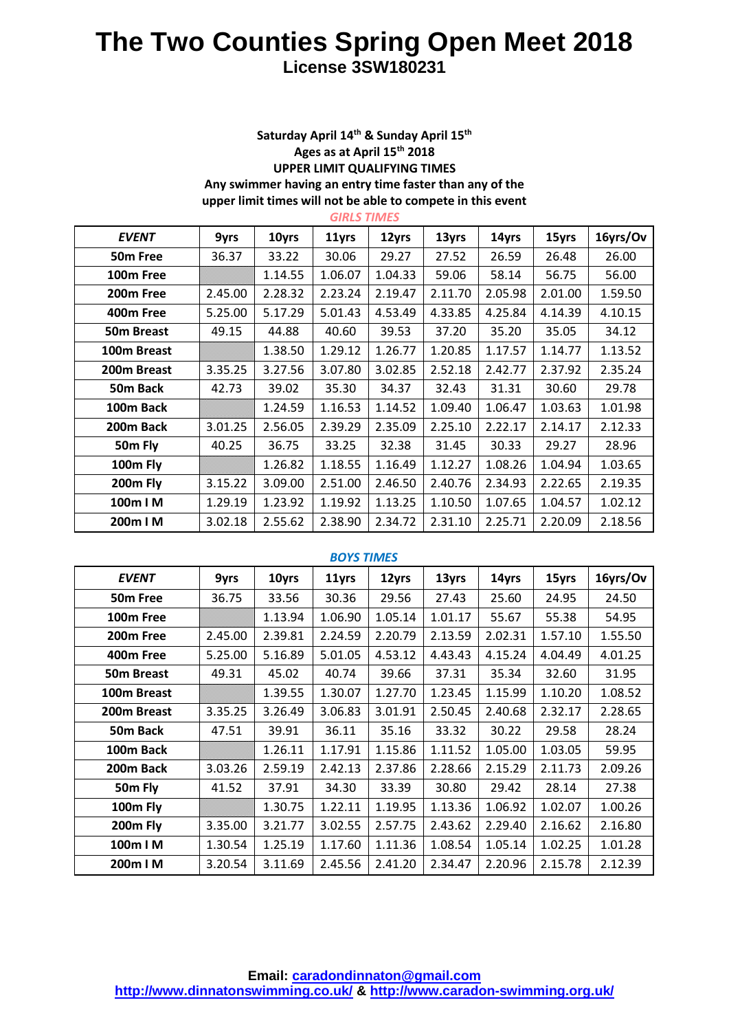# The Two Counties Spring Open Meet 2018

## License 3SW180231

**Saturday April 14th & Sunday April 15th**
**Ages as at April 15th 2018**
**UPPER LIMIT QUALIFYING TIMES**
**Any swimmer having an entry time faster than any of the upper limit times will not be able to compete in this event**

***GIRLS TIMES***

| *EVENT* | 9yrs | 10yrs | 11yrs | 12yrs | 13yrs | 14yrs | 15yrs | 16yrs/Ov |
|---|---|---|---|---|---|---|---|---|
| 50m Free | 36.37 | 33.22 | 30.06 | 29.27 | 27.52 | 26.59 | 26.48 | 26.00 |
| 100m Free | | 1.14.55 | 1.06.07 | 1.04.33 | 59.06 | 58.14 | 56.75 | 56.00 |
| 200m Free | 2.45.00 | 2.28.32 | 2.23.24 | 2.19.47 | 2.11.70 | 2.05.98 | 2.01.00 | 1.59.50 |
| 400m Free | 5.25.00 | 5.17.29 | 5.01.43 | 4.53.49 | 4.33.85 | 4.25.84 | 4.14.39 | 4.10.15 |
| 50m Breast | 49.15 | 44.88 | 40.60 | 39.53 | 37.20 | 35.20 | 35.05 | 34.12 |
| 100m Breast | | 1.38.50 | 1.29.12 | 1.26.77 | 1.20.85 | 1.17.57 | 1.14.77 | 1.13.52 |
| 200m Breast | 3.35.25 | 3.27.56 | 3.07.80 | 3.02.85 | 2.52.18 | 2.42.77 | 2.37.92 | 2.35.24 |
| 50m Back | 42.73 | 39.02 | 35.30 | 34.37 | 32.43 | 31.31 | 30.60 | 29.78 |
| 100m Back | | 1.24.59 | 1.16.53 | 1.14.52 | 1.09.40 | 1.06.47 | 1.03.63 | 1.01.98 |
| 200m Back | 3.01.25 | 2.56.05 | 2.39.29 | 2.35.09 | 2.25.10 | 2.22.17 | 2.14.17 | 2.12.33 |
| 50m Fly | 40.25 | 36.75 | 33.25 | 32.38 | 31.45 | 30.33 | 29.27 | 28.96 |
| 100m Fly | | 1.26.82 | 1.18.55 | 1.16.49 | 1.12.27 | 1.08.26 | 1.04.94 | 1.03.65 |
| 200m Fly | 3.15.22 | 3.09.00 | 2.51.00 | 2.46.50 | 2.40.76 | 2.34.93 | 2.22.65 | 2.19.35 |
| 100m I M | 1.29.19 | 1.23.92 | 1.19.92 | 1.13.25 | 1.10.50 | 1.07.65 | 1.04.57 | 1.02.12 |
| 200m I M | 3.02.18 | 2.55.62 | 2.38.90 | 2.34.72 | 2.31.10 | 2.25.71 | 2.20.09 | 2.18.56 |

***BOYS TIMES***

| *EVENT* | 9yrs | 10yrs | 11yrs | 12yrs | 13yrs | 14yrs | 15yrs | 16yrs/Ov |
|---|---|---|---|---|---|---|---|---|
| 50m Free | 36.75 | 33.56 | 30.36 | 29.56 | 27.43 | 25.60 | 24.95 | 24.50 |
| 100m Free | | 1.13.94 | 1.06.90 | 1.05.14 | 1.01.17 | 55.67 | 55.38 | 54.95 |
| 200m Free | 2.45.00 | 2.39.81 | 2.24.59 | 2.20.79 | 2.13.59 | 2.02.31 | 1.57.10 | 1.55.50 |
| 400m Free | 5.25.00 | 5.16.89 | 5.01.05 | 4.53.12 | 4.43.43 | 4.15.24 | 4.04.49 | 4.01.25 |
| 50m Breast | 49.31 | 45.02 | 40.74 | 39.66 | 37.31 | 35.34 | 32.60 | 31.95 |
| 100m Breast | | 1.39.55 | 1.30.07 | 1.27.70 | 1.23.45 | 1.15.99 | 1.10.20 | 1.08.52 |
| 200m Breast | 3.35.25 | 3.26.49 | 3.06.83 | 3.01.91 | 2.50.45 | 2.40.68 | 2.32.17 | 2.28.65 |
| 50m Back | 47.51 | 39.91 | 36.11 | 35.16 | 33.32 | 30.22 | 29.58 | 28.24 |
| 100m Back | | 1.26.11 | 1.17.91 | 1.15.86 | 1.11.52 | 1.05.00 | 1.03.05 | 59.95 |
| 200m Back | 3.03.26 | 2.59.19 | 2.42.13 | 2.37.86 | 2.28.66 | 2.15.29 | 2.11.73 | 2.09.26 |
| 50m Fly | 41.52 | 37.91 | 34.30 | 33.39 | 30.80 | 29.42 | 28.14 | 27.38 |
| 100m Fly | | 1.30.75 | 1.22.11 | 1.19.95 | 1.13.36 | 1.06.92 | 1.02.07 | 1.00.26 |
| 200m Fly | 3.35.00 | 3.21.77 | 3.02.55 | 2.57.75 | 2.43.62 | 2.29.40 | 2.16.62 | 2.16.80 |
| 100m I M | 1.30.54 | 1.25.19 | 1.17.60 | 1.11.36 | 1.08.54 | 1.05.14 | 1.02.25 | 1.01.28 |
| 200m I M | 3.20.54 | 3.11.69 | 2.45.56 | 2.41.20 | 2.34.47 | 2.20.96 | 2.15.78 | 2.12.39 |

**Email: caradondinnaton@gmail.com**
**http://www.dinnatonswimming.co.uk/ & http://www.caradon-swimming.org.uk/**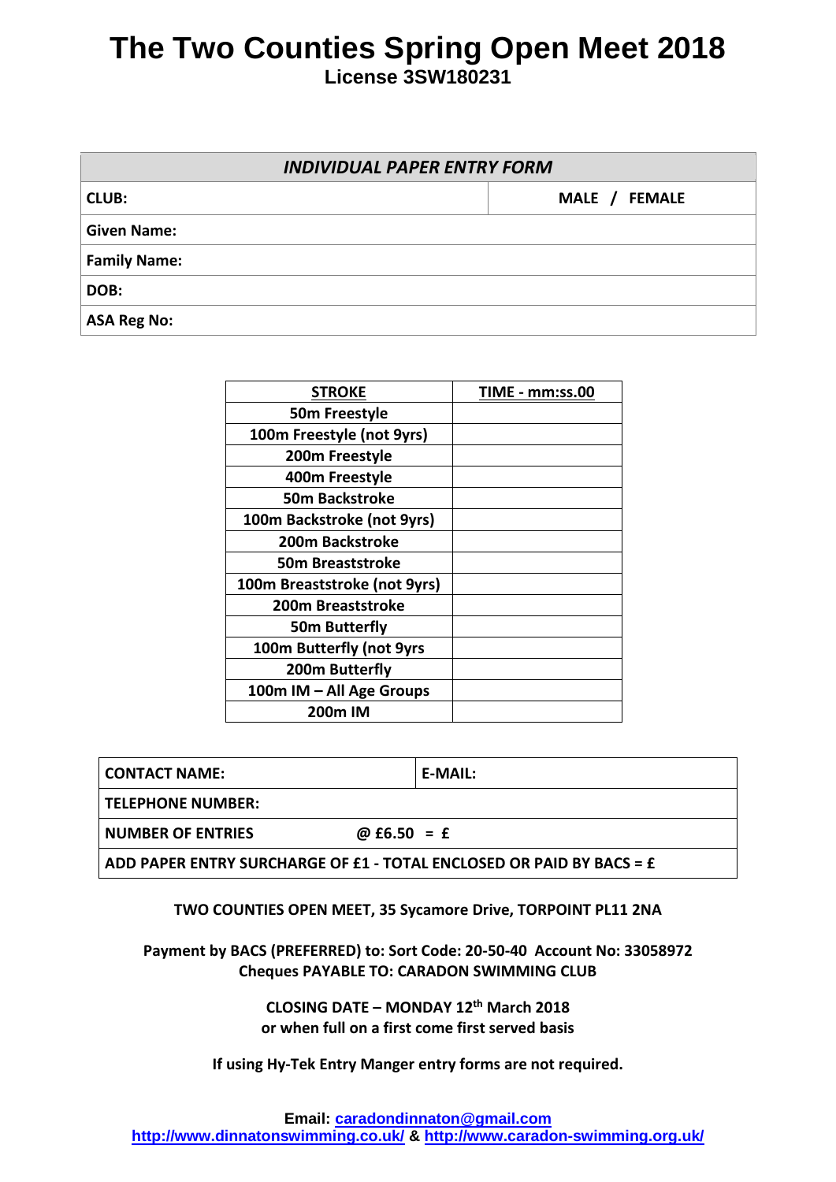# The Two Counties Spring Open Meet 2018

**License 3SW180231**

| *INDIVIDUAL PAPER ENTRY FORM* | |
|---|---|
| **CLUB:** | **MALE / FEMALE** |
| **Given Name:** | |
| **Family Name:** | |
| **DOB:** | |
| **ASA Reg No:** | |

| STROKE | TIME - mm:ss.00 |
|---|---|
| 50m Freestyle | |
| 100m Freestyle (not 9yrs) | |
| 200m Freestyle | |
| 400m Freestyle | |
| 50m Backstroke | |
| 100m Backstroke (not 9yrs) | |
| 200m Backstroke | |
| 50m Breaststroke | |
| 100m Breaststroke (not 9yrs) | |
| 200m Breaststroke | |
| 50m Butterfly | |
| 100m Butterfly (not 9yrs | |
| 200m Butterfly | |
| 100m IM – All Age Groups | |
| 200m IM | |

| **CONTACT NAME:** | **E-MAIL:** |
|---|---|
| **TELEPHONE NUMBER:** | |
| **NUMBER OF ENTRIES** **@ £6.50 = £** | |
| **ADD PAPER ENTRY SURCHARGE OF £1 - TOTAL ENCLOSED OR PAID BY BACS = £** | |

**TWO COUNTIES OPEN MEET, 35 Sycamore Drive, TORPOINT PL11 2NA**

**Payment by BACS (PREFERRED) to: Sort Code: 20-50-40 Account No: 33058972**
**Cheques PAYABLE TO: CARADON SWIMMING CLUB**

**CLOSING DATE – MONDAY 12th March 2018**
**or when full on a first come first served basis**

**If using Hy-Tek Entry Manger entry forms are not required.**

**Email: caradondinnaton@gmail.com**
**http://www.dinnatonswimming.co.uk/ & http://www.caradon-swimming.org.uk/**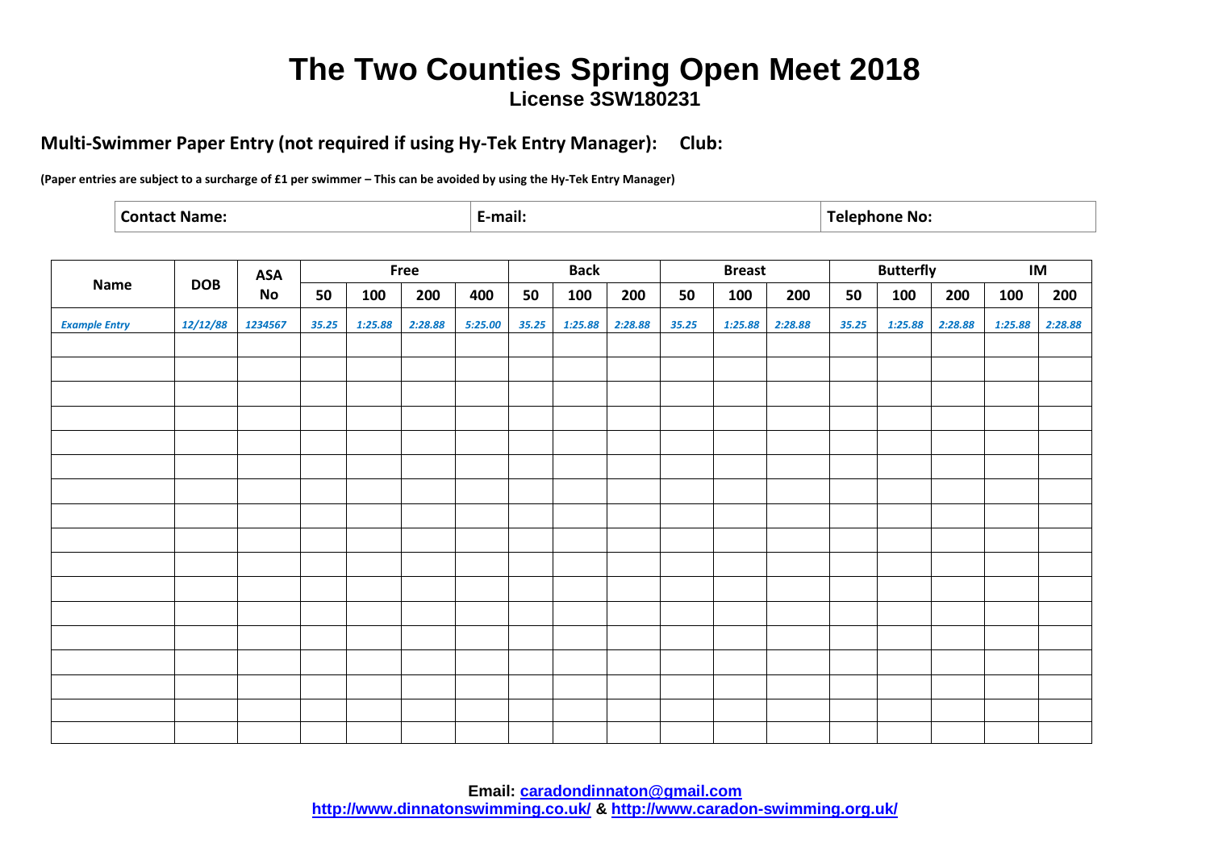# The Two Counties Spring Open Meet 2018

**License 3SW180231**

## Multi-Swimmer Paper Entry (not required if using Hy-Tek Entry Manager): Club:

**(Paper entries are subject to a surcharge of £1 per swimmer – This can be avoided by using the Hy-Tek Entry Manager)**

| Contact Name: | E-mail: | Telephone No: |
|---|---|---|

| Name | DOB | ASA No | Free | | | | Back | | | Breast | | | Butterfly | | | IM | |
|---|---|---|---|---|---|---|---|---|---|---|---|---|---|---|---|---|---|
| | | | 50 | 100 | 200 | 400 | 50 | 100 | 200 | 50 | 100 | 200 | 50 | 100 | 200 | 100 | 200 |
| *Example Entry* | *12/12/88* | *1234567* | *35.25* | *1:25.88* | *2:28.88* | *5:25.00* | *35.25* | *1:25.88* | *2:28.88* | *35.25* | *1:25.88* | *2:28.88* | *35.25* | *1:25.88* | *2:28.88* | *1:25.88* | *2:28.88* |
| | | | | | | | | | | | | | | | | | |
| | | | | | | | | | | | | | | | | | |
| | | | | | | | | | | | | | | | | | |
| | | | | | | | | | | | | | | | | | |
| | | | | | | | | | | | | | | | | | |
| | | | | | | | | | | | | | | | | | |
| | | | | | | | | | | | | | | | | | |
| | | | | | | | | | | | | | | | | | |
| | | | | | | | | | | | | | | | | | |
| | | | | | | | | | | | | | | | | | |
| | | | | | | | | | | | | | | | | | |
| | | | | | | | | | | | | | | | | | |
| | | | | | | | | | | | | | | | | | |
| | | | | | | | | | | | | | | | | | |
| | | | | | | | | | | | | | | | | | |
| | | | | | | | | | | | | | | | | | |
| | | | | | | | | | | | | | | | | | |

**Email: caradondinnaton@gmail.com**
**http://www.dinnatonswimming.co.uk/ & http://www.caradon-swimming.org.uk/**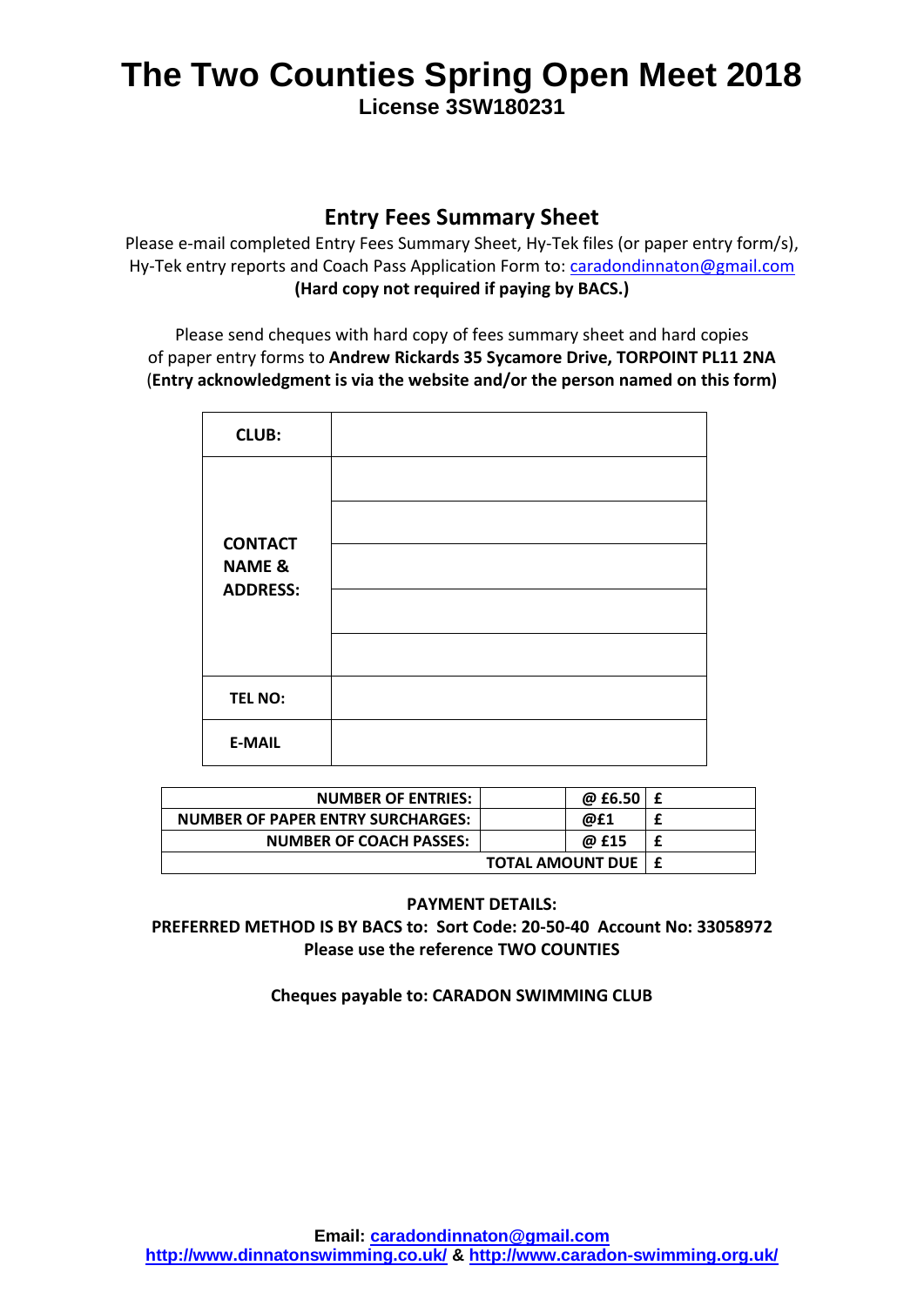# The Two Counties Spring Open Meet 2018

**License 3SW180231**

## Entry Fees Summary Sheet

Please e-mail completed Entry Fees Summary Sheet, Hy-Tek files (or paper entry form/s), Hy-Tek entry reports and Coach Pass Application Form to: caradondinnaton@gmail.com

**(Hard copy not required if paying by BACS.)**

Please send cheques with hard copy of fees summary sheet and hard copies of paper entry forms to **Andrew Rickards 35 Sycamore Drive, TORPOINT PL11 2NA** (**Entry acknowledgment is via the website and/or the person named on this form)**

| | |
|---|---|
| **CLUB:** | |
| **CONTACT NAME & ADDRESS:** | |
| | |
| | |
| | |
| | |
| **TEL NO:** | |
| **E-MAIL** | |

| | | | |
|---|---|---|---|
| **NUMBER OF ENTRIES:** | | **@ £6.50** | **£** |
| **NUMBER OF PAPER ENTRY SURCHARGES:** | | **@£1** | **£** |
| **NUMBER OF COACH PASSES:** | | **@ £15** | **£** |
| | | **TOTAL AMOUNT DUE** | **£** |

**PAYMENT DETAILS:**

**PREFERRED METHOD IS BY BACS to: Sort Code: 20-50-40 Account No: 33058972**

**Please use the reference TWO COUNTIES**

**Cheques payable to: CARADON SWIMMING CLUB**

**Email: caradondinnaton@gmail.com**

**http://www.dinnatonswimming.co.uk/ & http://www.caradon-swimming.org.uk/**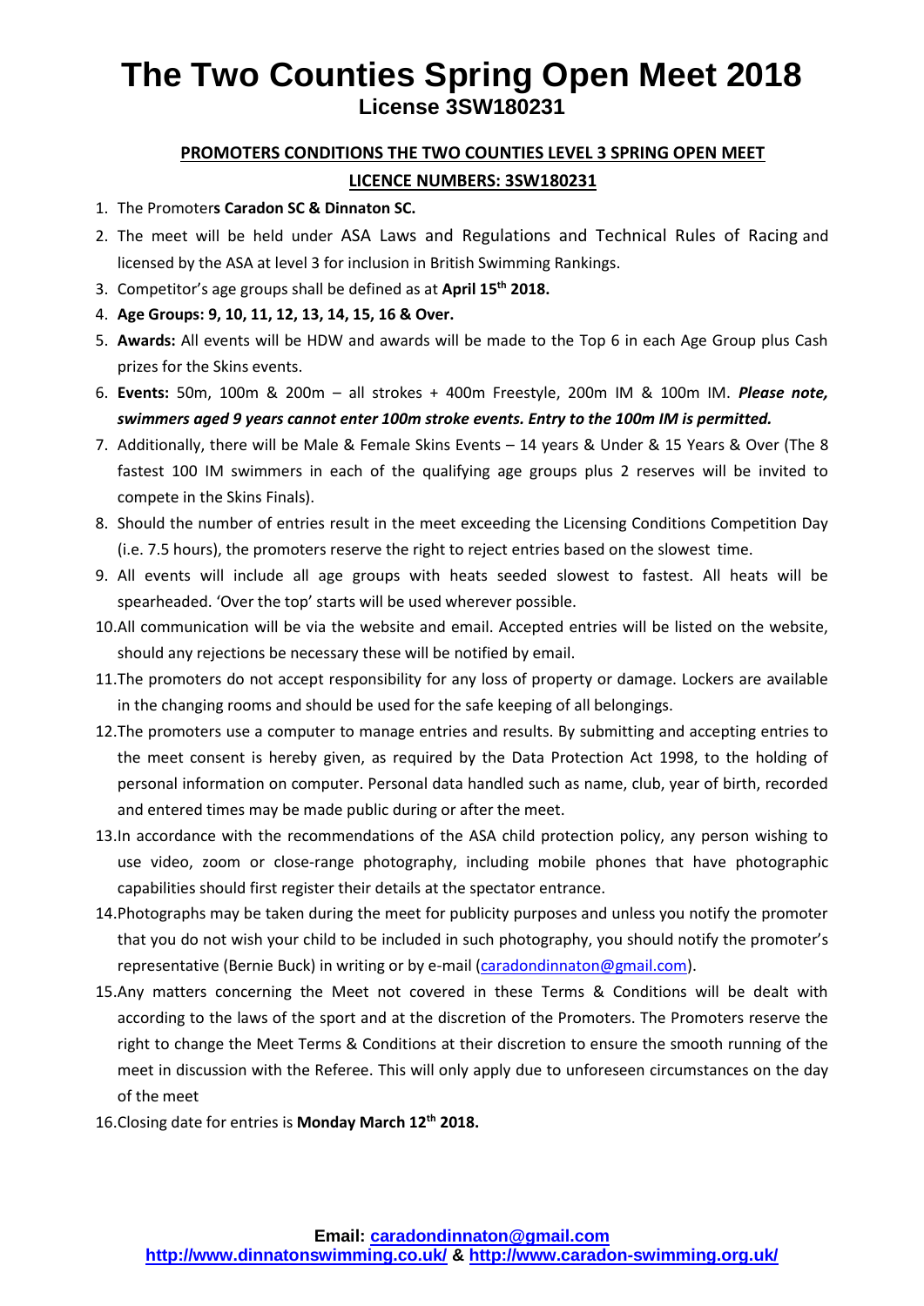# The Two Counties Spring Open Meet 2018

## License 3SW180231

**PROMOTERS CONDITIONS THE TWO COUNTIES LEVEL 3 SPRING OPEN MEET**

**LICENCE NUMBERS: 3SW180231**

1. The Promoters **Caradon SC & Dinnaton SC.**
2. The meet will be held under ASA Laws and Regulations and Technical Rules of Racing and licensed by the ASA at level 3 for inclusion in British Swimming Rankings.
3. Competitor's age groups shall be defined as at **April 15th 2018.**
4. **Age Groups: 9, 10, 11, 12, 13, 14, 15, 16 & Over.**
5. **Awards:** All events will be HDW and awards will be made to the Top 6 in each Age Group plus Cash prizes for the Skins events.
6. **Events:** 50m, 100m & 200m – all strokes + 400m Freestyle, 200m IM & 100m IM. ***Please note, swimmers aged 9 years cannot enter 100m stroke events. Entry to the 100m IM is permitted.***
7. Additionally, there will be Male & Female Skins Events – 14 years & Under & 15 Years & Over (The 8 fastest 100 IM swimmers in each of the qualifying age groups plus 2 reserves will be invited to compete in the Skins Finals).
8. Should the number of entries result in the meet exceeding the Licensing Conditions Competition Day (i.e. 7.5 hours), the promoters reserve the right to reject entries based on the slowest time.
9. All events will include all age groups with heats seeded slowest to fastest. All heats will be spearheaded. 'Over the top' starts will be used wherever possible.
10. All communication will be via the website and email. Accepted entries will be listed on the website, should any rejections be necessary these will be notified by email.
11. The promoters do not accept responsibility for any loss of property or damage. Lockers are available in the changing rooms and should be used for the safe keeping of all belongings.
12. The promoters use a computer to manage entries and results. By submitting and accepting entries to the meet consent is hereby given, as required by the Data Protection Act 1998, to the holding of personal information on computer. Personal data handled such as name, club, year of birth, recorded and entered times may be made public during or after the meet.
13. In accordance with the recommendations of the ASA child protection policy, any person wishing to use video, zoom or close-range photography, including mobile phones that have photographic capabilities should first register their details at the spectator entrance.
14. Photographs may be taken during the meet for publicity purposes and unless you notify the promoter that you do not wish your child to be included in such photography, you should notify the promoter's representative (Bernie Buck) in writing or by e-mail (caradondinnaton@gmail.com).
15. Any matters concerning the Meet not covered in these Terms & Conditions will be dealt with according to the laws of the sport and at the discretion of the Promoters. The Promoters reserve the right to change the Meet Terms & Conditions at their discretion to ensure the smooth running of the meet in discussion with the Referee. This will only apply due to unforeseen circumstances on the day of the meet
16. Closing date for entries is **Monday March 12th 2018.**

**Email: caradondinnaton@gmail.com**

**http://www.dinnatonswimming.co.uk/ & http://www.caradon-swimming.org.uk/**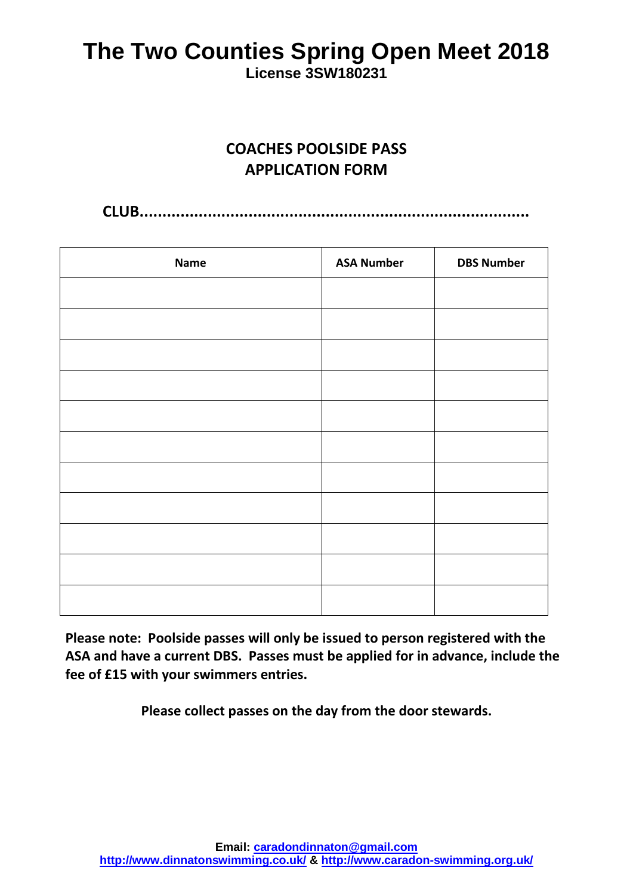# The Two Counties Spring Open Meet 2018

**License 3SW180231**

## COACHES POOLSIDE PASS APPLICATION FORM

**CLUB.........................................................................................**

| Name | ASA Number | DBS Number |
|---|---|---|
| | | |
| | | |
| | | |
| | | |
| | | |
| | | |
| | | |
| | | |
| | | |
| | | |
| | | |

**Please note: Poolside passes will only be issued to person registered with the ASA and have a current DBS. Passes must be applied for in advance, include the fee of £15 with your swimmers entries.**

**Please collect passes on the day from the door stewards.**

**Email: caradondinnaton@gmail.com**
**http://www.dinnatonswimming.co.uk/ & http://www.caradon-swimming.org.uk/**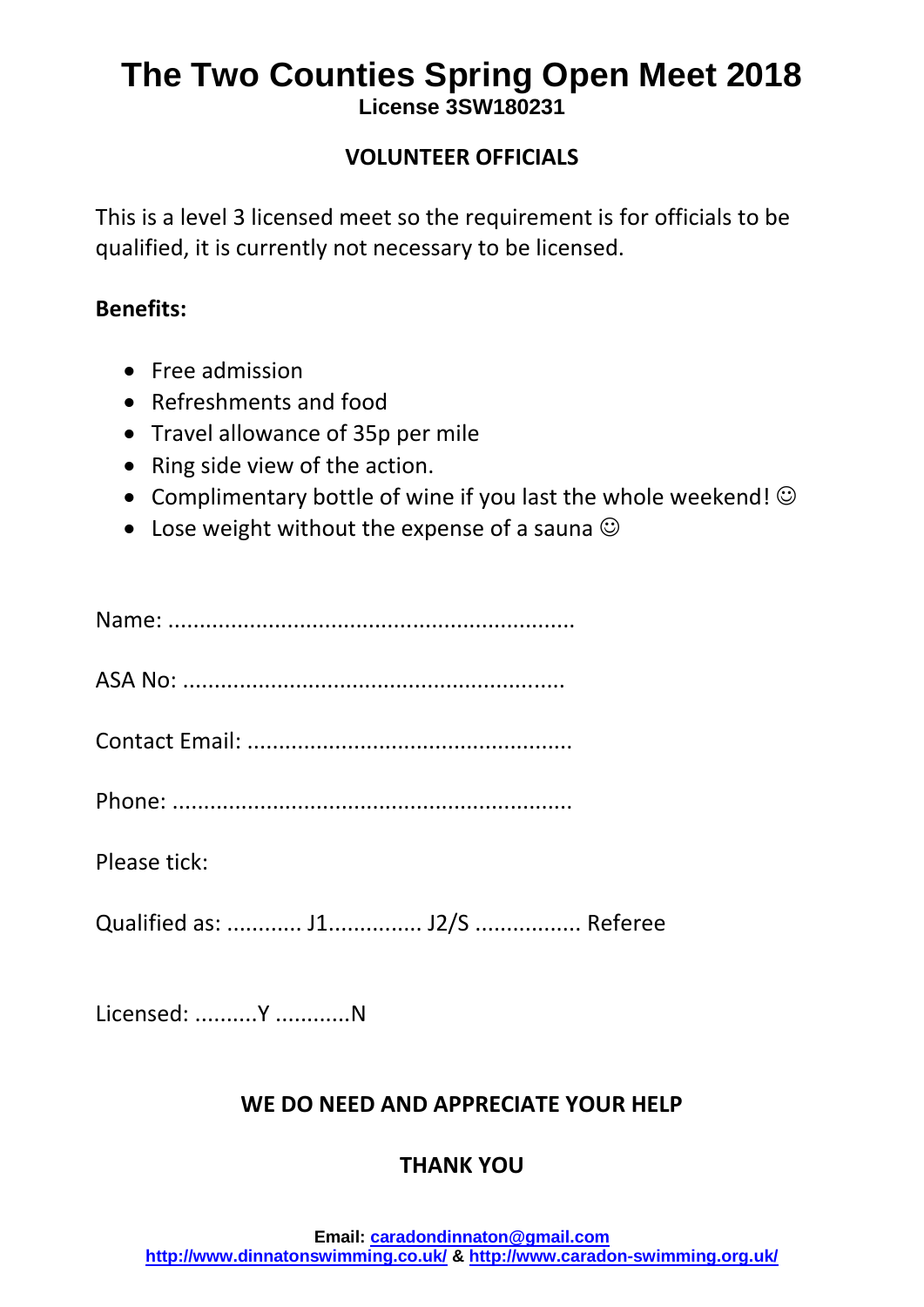# The Two Counties Spring Open Meet 2018

**License 3SW180231**

## VOLUNTEER OFFICIALS

This is a level 3 licensed meet so the requirement is for officials to be qualified, it is currently not necessary to be licensed.

**Benefits:**

- Free admission
- Refreshments and food
- Travel allowance of 35p per mile
- Ring side view of the action.
- Complimentary bottle of wine if you last the whole weekend! ☺
- Lose weight without the expense of a sauna ☺

Name: ..............................................................

ASA No: ..........................................................

Contact Email: ..................................................

Phone: ..............................................................

Please tick:

Qualified as: ............ J1............... J2/S ................. Referee

Licensed: ..........Y ............N

**WE DO NEED AND APPRECIATE YOUR HELP**

**THANK YOU**

**Email: caradondinnaton@gmail.com**
**http://www.dinnatonswimming.co.uk/ & http://www.caradon-swimming.org.uk/**